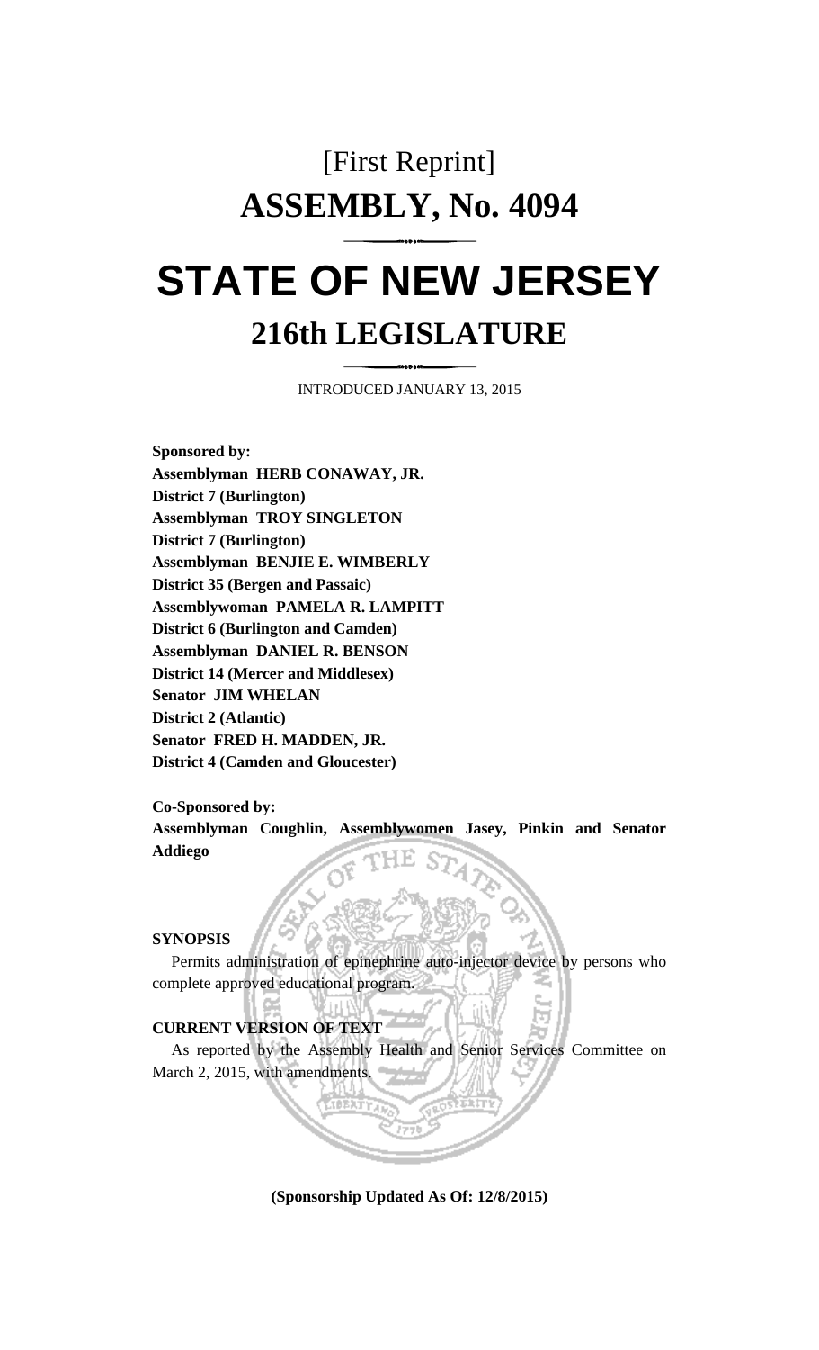# [First Reprint]

# ASSEMBLY, No. 4094

# STATE OF NEW JERSEY

## 216th LEGISLATURE

INTRODUCED JANUARY 13, 2015

**Sponsored by:**
**Assemblyman HERB CONAWAY, JR.**
**District 7 (Burlington)**
**Assemblyman TROY SINGLETON**
**District 7 (Burlington)**
**Assemblyman BENJIE E. WIMBERLY**
**District 35 (Bergen and Passaic)**
**Assemblywoman PAMELA R. LAMPITT**
**District 6 (Burlington and Camden)**
**Assemblyman DANIEL R. BENSON**
**District 14 (Mercer and Middlesex)**
**Senator JIM WHELAN**
**District 2 (Atlantic)**
**Senator FRED H. MADDEN, JR.**
**District 4 (Camden and Gloucester)**

**Co-Sponsored by:**
**Assemblyman Coughlin, Assemblywomen Jasey, Pinkin and Senator Addiego**

**SYNOPSIS**

Permits administration of epinephrine auto-injector device by persons who complete approved educational program.

**CURRENT VERSION OF TEXT**

As reported by the Assembly Health and Senior Services Committee on March 2, 2015, with amendments.

**(Sponsorship Updated As Of: 12/8/2015)**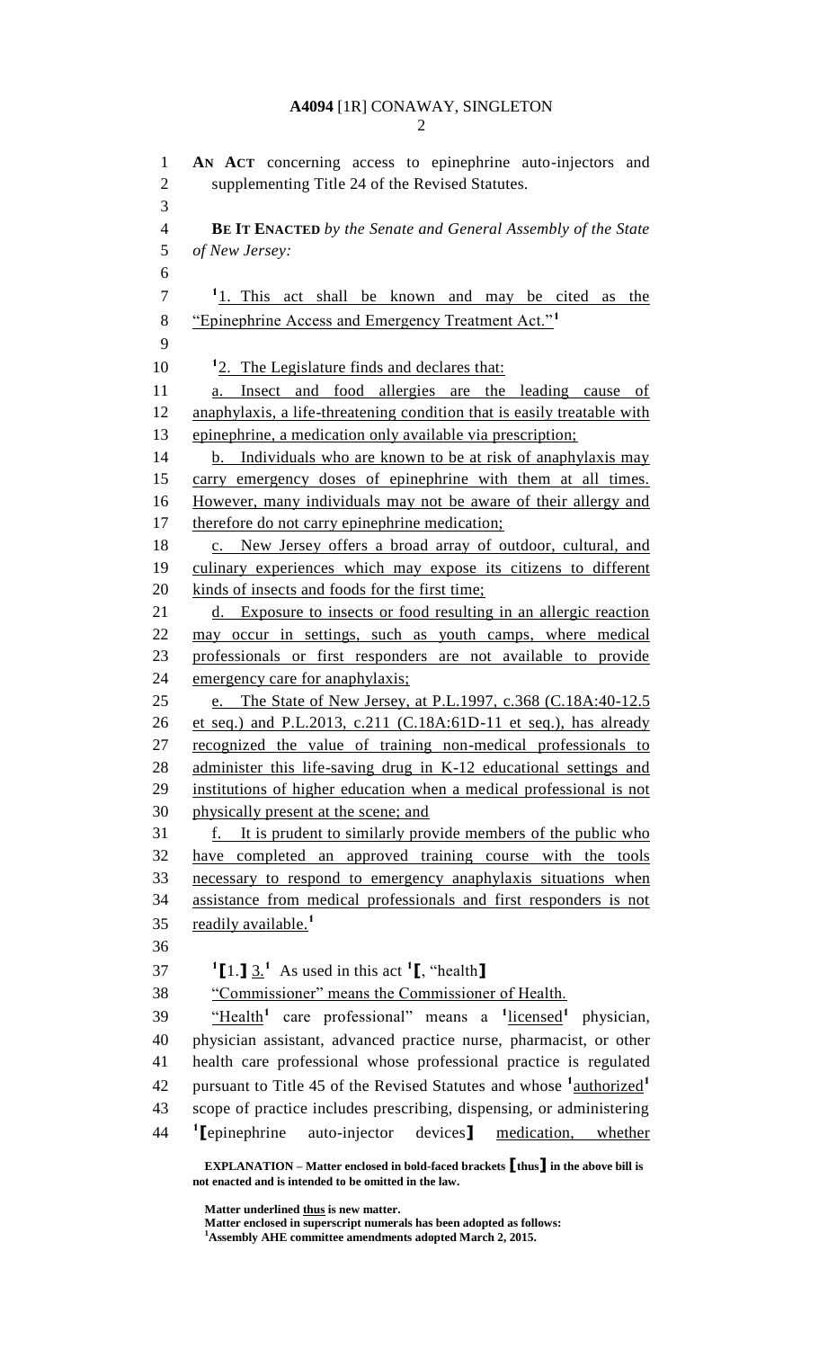**A4094** [1R] CONAWAY, SINGLETON

AN ACT concerning access to epinephrine auto-injectors and supplementing Title 24 of the Revised Statutes.

**BE IT ENACTED** *by the Senate and General Assembly of the State of New Jersey:*

[1]<u>1. This act shall be known and may be cited as the "Epinephrine Access and Emergency Treatment Act."</u>[1]

[1]<u>2. The Legislature finds and declares that:</u>

<u>a. Insect and food allergies are the leading cause of anaphylaxis, a life-threatening condition that is easily treatable with epinephrine, a medication only available via prescription;</u>

<u>b. Individuals who are known to be at risk of anaphylaxis may carry emergency doses of epinephrine with them at all times. However, many individuals may not be aware of their allergy and therefore do not carry epinephrine medication;</u>

<u>c. New Jersey offers a broad array of outdoor, cultural, and culinary experiences which may expose its citizens to different kinds of insects and foods for the first time;</u>

<u>d. Exposure to insects or food resulting in an allergic reaction may occur in settings, such as youth camps, where medical professionals or first responders are not available to provide emergency care for anaphylaxis;</u>

<u>e. The State of New Jersey, at P.L.1997, c.368 (C.18A:40-12.5 et seq.) and P.L.2013, c.211 (C.18A:61D-11 et seq.), has already recognized the value of training non-medical professionals to administer this life-saving drug in K-12 educational settings and institutions of higher education when a medical professional is not physically present at the scene; and</u>

<u>f. It is prudent to similarly provide members of the public who have completed an approved training course with the tools necessary to respond to emergency anaphylaxis situations when assistance from medical professionals and first responders is not readily available.</u>[1]

[1][1.] <u>3.</u>[1] As used in this act [1][, "health]

<u>"Commissioner" means the Commissioner of Health.</u>

<u>"Health</u>[1] care professional" means a [1]<u>licensed</u>[1] physician, physician assistant, advanced practice nurse, pharmacist, or other health care professional whose professional practice is regulated pursuant to Title 45 of the Revised Statutes and whose [1]<u>authorized</u>[1] scope of practice includes prescribing, dispensing, or administering [1][epinephrine auto-injector devices] <u>medication, whether</u>

**EXPLANATION – Matter enclosed in bold-faced brackets [thus] in the above bill is not enacted and is intended to be omitted in the law.**

**Matter underlined <u>thus</u> is new matter.**
**Matter enclosed in superscript numerals has been adopted as follows:**
[1]**Assembly AHE committee amendments adopted March 2, 2015.**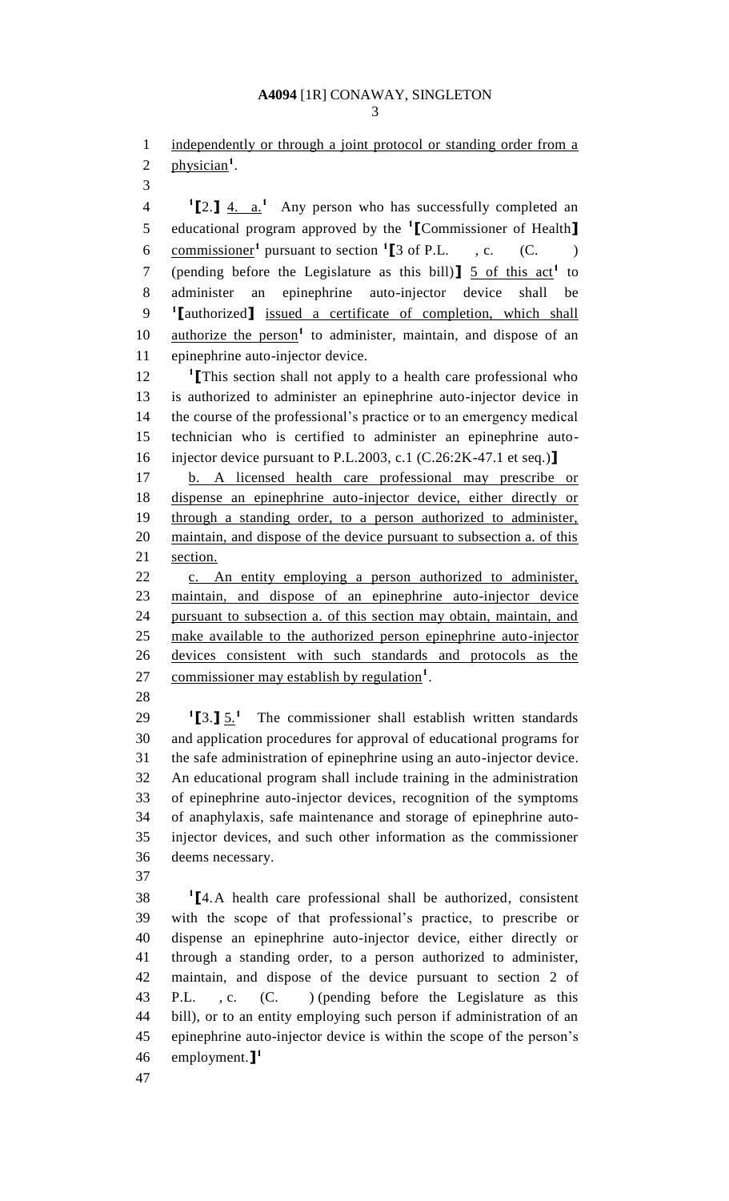independently or through a joint protocol or standing order from a physician[1].

[1]【2.】 4. a.[1] Any person who has successfully completed an educational program approved by the [1]【Commissioner of Health】 commissioner[1] pursuant to section [1]【3 of P.L. , c. (C. ) (pending before the Legislature as this bill)】 5 of this act[1] to administer an epinephrine auto-injector device shall be [1]【authorized】 issued a certificate of completion, which shall authorize the person[1] to administer, maintain, and dispose of an epinephrine auto-injector device.

[1]【This section shall not apply to a health care professional who is authorized to administer an epinephrine auto-injector device in the course of the professional's practice or to an emergency medical technician who is certified to administer an epinephrine auto-injector device pursuant to P.L.2003, c.1 (C.26:2K-47.1 et seq.)】

b. A licensed health care professional may prescribe or dispense an epinephrine auto-injector device, either directly or through a standing order, to a person authorized to administer, maintain, and dispose of the device pursuant to subsection a. of this section.

c. An entity employing a person authorized to administer, maintain, and dispose of an epinephrine auto-injector device pursuant to subsection a. of this section may obtain, maintain, and make available to the authorized person epinephrine auto-injector devices consistent with such standards and protocols as the commissioner may establish by regulation[1].

[1]【3.】 5.[1] The commissioner shall establish written standards and application procedures for approval of educational programs for the safe administration of epinephrine using an auto-injector device. An educational program shall include training in the administration of epinephrine auto-injector devices, recognition of the symptoms of anaphylaxis, safe maintenance and storage of epinephrine auto-injector devices, and such other information as the commissioner deems necessary.

[1]【4. A health care professional shall be authorized, consistent with the scope of that professional's practice, to prescribe or dispense an epinephrine auto-injector device, either directly or through a standing order, to a person authorized to administer, maintain, and dispose of the device pursuant to section 2 of P.L. , c. (C. ) (pending before the Legislature as this bill), or to an entity employing such person if administration of an epinephrine auto-injector device is within the scope of the person's employment.】[1]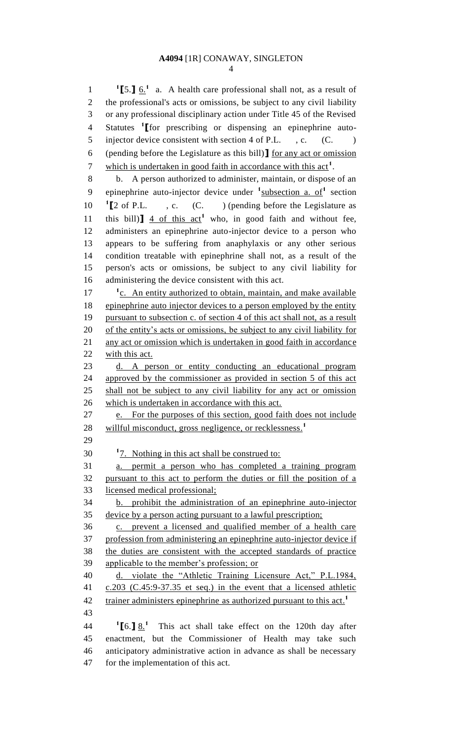[1]⟦5.⟧ 6.[1] a. A health care professional shall not, as a result of the professional's acts or omissions, be subject to any civil liability or any professional disciplinary action under Title 45 of the Revised Statutes [1]⟦for prescribing or dispensing an epinephrine auto-injector device consistent with section 4 of P.L. , c. (C. ) (pending before the Legislature as this bill)⟧ for any act or omission which is undertaken in good faith in accordance with this act[1].

b. A person authorized to administer, maintain, or dispose of an epinephrine auto-injector device under [1]subsection a. of[1] section [1]⟦2 of P.L. , c. (C. ) (pending before the Legislature as this bill)⟧ 4 of this act[1] who, in good faith and without fee, administers an epinephrine auto-injector device to a person who appears to be suffering from anaphylaxis or any other serious condition treatable with epinephrine shall not, as a result of the person's acts or omissions, be subject to any civil liability for administering the device consistent with this act.

[1]c. An entity authorized to obtain, maintain, and make available epinephrine auto injector devices to a person employed by the entity pursuant to subsection c. of section 4 of this act shall not, as a result of the entity's acts or omissions, be subject to any civil liability for any act or omission which is undertaken in good faith in accordance with this act.

d. A person or entity conducting an educational program approved by the commissioner as provided in section 5 of this act shall not be subject to any civil liability for any act or omission which is undertaken in accordance with this act.

e. For the purposes of this section, good faith does not include willful misconduct, gross negligence, or recklessness.[1]

[1]7. Nothing in this act shall be construed to:

a. permit a person who has completed a training program pursuant to this act to perform the duties or fill the position of a licensed medical professional;

b. prohibit the administration of an epinephrine auto-injector device by a person acting pursuant to a lawful prescription;

c. prevent a licensed and qualified member of a health care profession from administering an epinephrine auto-injector device if the duties are consistent with the accepted standards of practice applicable to the member's profession; or

d. violate the "Athletic Training Licensure Act," P.L.1984, c.203 (C.45:9-37.35 et seq.) in the event that a licensed athletic trainer administers epinephrine as authorized pursuant to this act.[1]

[1]⟦6.⟧ 8.[1] This act shall take effect on the 120th day after enactment, but the Commissioner of Health may take such anticipatory administrative action in advance as shall be necessary for the implementation of this act.